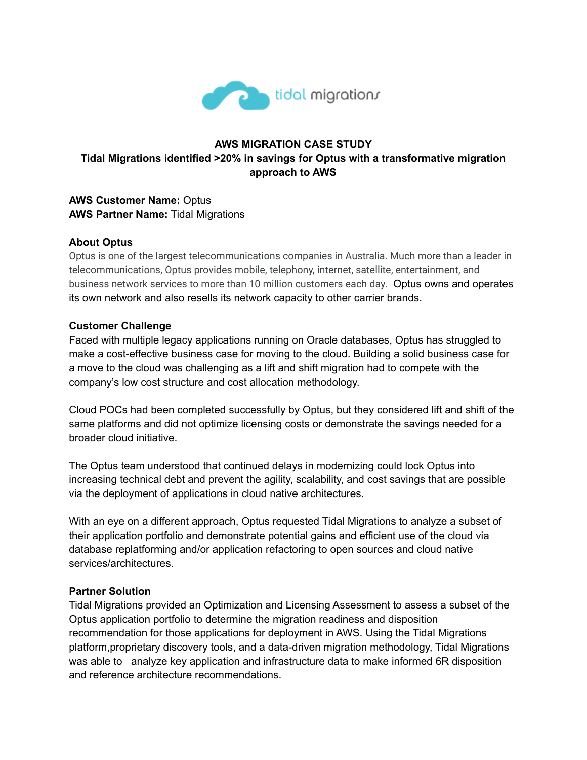# AWS MIGRATION CASE STUDY

## Tidal Migrations identified >20% in savings for Optus with a transformative migration approach to AWS

**AWS Customer Name:** Optus
**AWS Partner Name:** Tidal Migrations

### About Optus

Optus is one of the largest telecommunications companies in Australia. Much more than a leader in telecommunications, Optus provides mobile, telephony, internet, satellite, entertainment, and business network services to more than 10 million customers each day. Optus owns and operates its own network and also resells its network capacity to other carrier brands.

### Customer Challenge

Faced with multiple legacy applications running on Oracle databases, Optus has struggled to make a cost-effective business case for moving to the cloud. Building a solid business case for a move to the cloud was challenging as a lift and shift migration had to compete with the company's low cost structure and cost allocation methodology.

Cloud POCs had been completed successfully by Optus, but they considered lift and shift of the same platforms and did not optimize licensing costs or demonstrate the savings needed for a broader cloud initiative.

The Optus team understood that continued delays in modernizing could lock Optus into increasing technical debt and prevent the agility, scalability, and cost savings that are possible via the deployment of applications in cloud native architectures.

With an eye on a different approach, Optus requested Tidal Migrations to analyze a subset of their application portfolio and demonstrate potential gains and efficient use of the cloud via database replatforming and/or application refactoring to open sources and cloud native services/architectures.

### Partner Solution

Tidal Migrations provided an Optimization and Licensing Assessment to assess a subset of the Optus application portfolio to determine the migration readiness and disposition recommendation for those applications for deployment in AWS. Using the Tidal Migrations platform,proprietary discovery tools, and a data-driven migration methodology, Tidal Migrations was able to analyze key application and infrastructure data to make informed 6R disposition and reference architecture recommendations.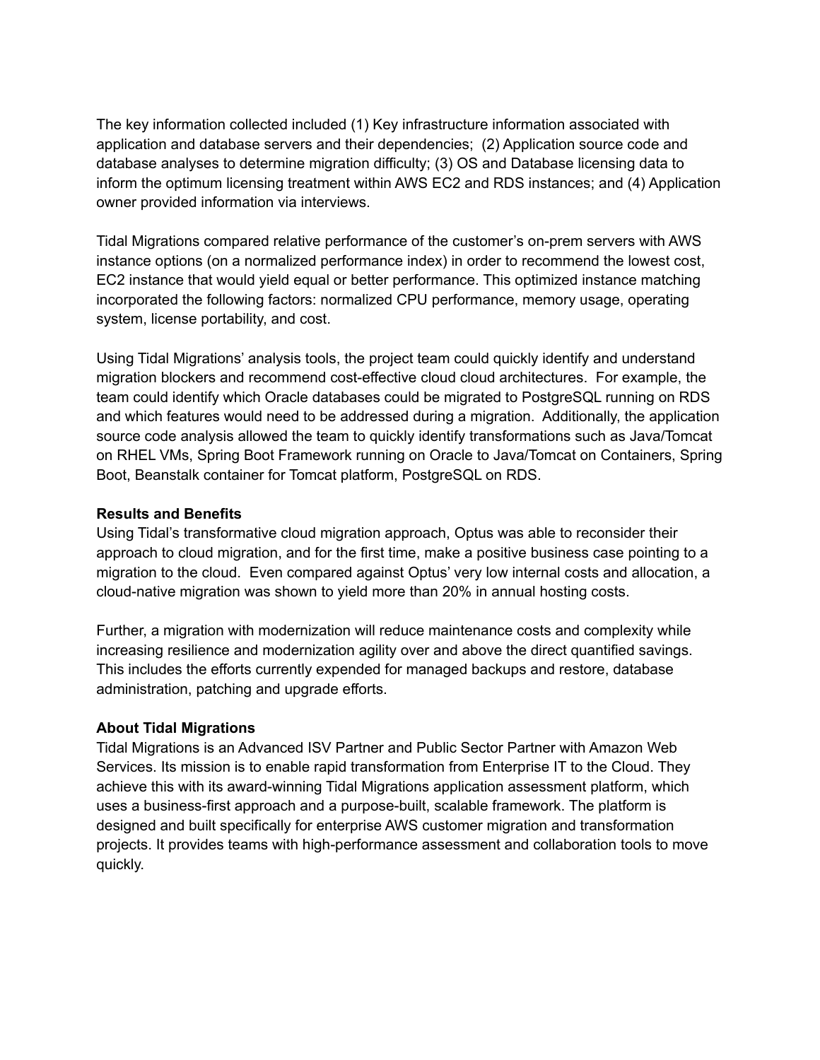The key information collected included (1) Key infrastructure information associated with application and database servers and their dependencies; (2) Application source code and database analyses to determine migration difficulty; (3) OS and Database licensing data to inform the optimum licensing treatment within AWS EC2 and RDS instances; and (4) Application owner provided information via interviews.

Tidal Migrations compared relative performance of the customer's on-prem servers with AWS instance options (on a normalized performance index) in order to recommend the lowest cost, EC2 instance that would yield equal or better performance. This optimized instance matching incorporated the following factors: normalized CPU performance, memory usage, operating system, license portability, and cost.

Using Tidal Migrations' analysis tools, the project team could quickly identify and understand migration blockers and recommend cost-effective cloud cloud architectures. For example, the team could identify which Oracle databases could be migrated to PostgreSQL running on RDS and which features would need to be addressed during a migration. Additionally, the application source code analysis allowed the team to quickly identify transformations such as Java/Tomcat on RHEL VMs, Spring Boot Framework running on Oracle to Java/Tomcat on Containers, Spring Boot, Beanstalk container for Tomcat platform, PostgreSQL on RDS.

**Results and Benefits**

Using Tidal's transformative cloud migration approach, Optus was able to reconsider their approach to cloud migration, and for the first time, make a positive business case pointing to a migration to the cloud. Even compared against Optus' very low internal costs and allocation, a cloud-native migration was shown to yield more than 20% in annual hosting costs.

Further, a migration with modernization will reduce maintenance costs and complexity while increasing resilience and modernization agility over and above the direct quantified savings. This includes the efforts currently expended for managed backups and restore, database administration, patching and upgrade efforts.

**About Tidal Migrations**

Tidal Migrations is an Advanced ISV Partner and Public Sector Partner with Amazon Web Services. Its mission is to enable rapid transformation from Enterprise IT to the Cloud. They achieve this with its award-winning Tidal Migrations application assessment platform, which uses a business-first approach and a purpose-built, scalable framework. The platform is designed and built specifically for enterprise AWS customer migration and transformation projects. It provides teams with high-performance assessment and collaboration tools to move quickly.